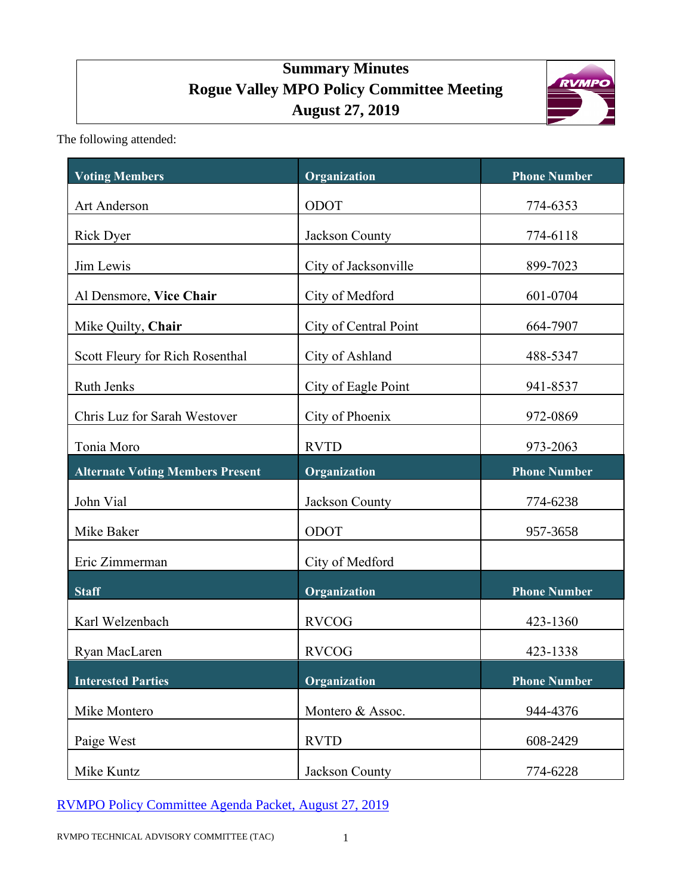# Summary Minutes
# Rogue Valley MPO Policy Committee Meeting
# August 27, 2019

The following attended:

| Voting Members | Organization | Phone Number |
|---|---|---|
| Art Anderson | ODOT | 774-6353 |
| Rick Dyer | Jackson County | 774-6118 |
| Jim Lewis | City of Jacksonville | 899-7023 |
| Al Densmore, **Vice Chair** | City of Medford | 601-0704 |
| Mike Quilty, **Chair** | City of Central Point | 664-7907 |
| Scott Fleury for Rich Rosenthal | City of Ashland | 488-5347 |
| Ruth Jenks | City of Eagle Point | 941-8537 |
| Chris Luz for Sarah Westover | City of Phoenix | 972-0869 |
| Tonia Moro | RVTD | 973-2063 |
| **Alternate Voting Members Present** | **Organization** | **Phone Number** |
| John Vial | Jackson County | 774-6238 |
| Mike Baker | ODOT | 957-3658 |
| Eric Zimmerman | City of Medford | |
| **Staff** | **Organization** | **Phone Number** |
| Karl Welzenbach | RVCOG | 423-1360 |
| Ryan MacLaren | RVCOG | 423-1338 |
| **Interested Parties** | **Organization** | **Phone Number** |
| Mike Montero | Montero & Assoc. | 944-4376 |
| Paige West | RVTD | 608-2429 |
| Mike Kuntz | Jackson County | 774-6228 |

RVMPO Policy Committee Agenda Packet, August 27, 2019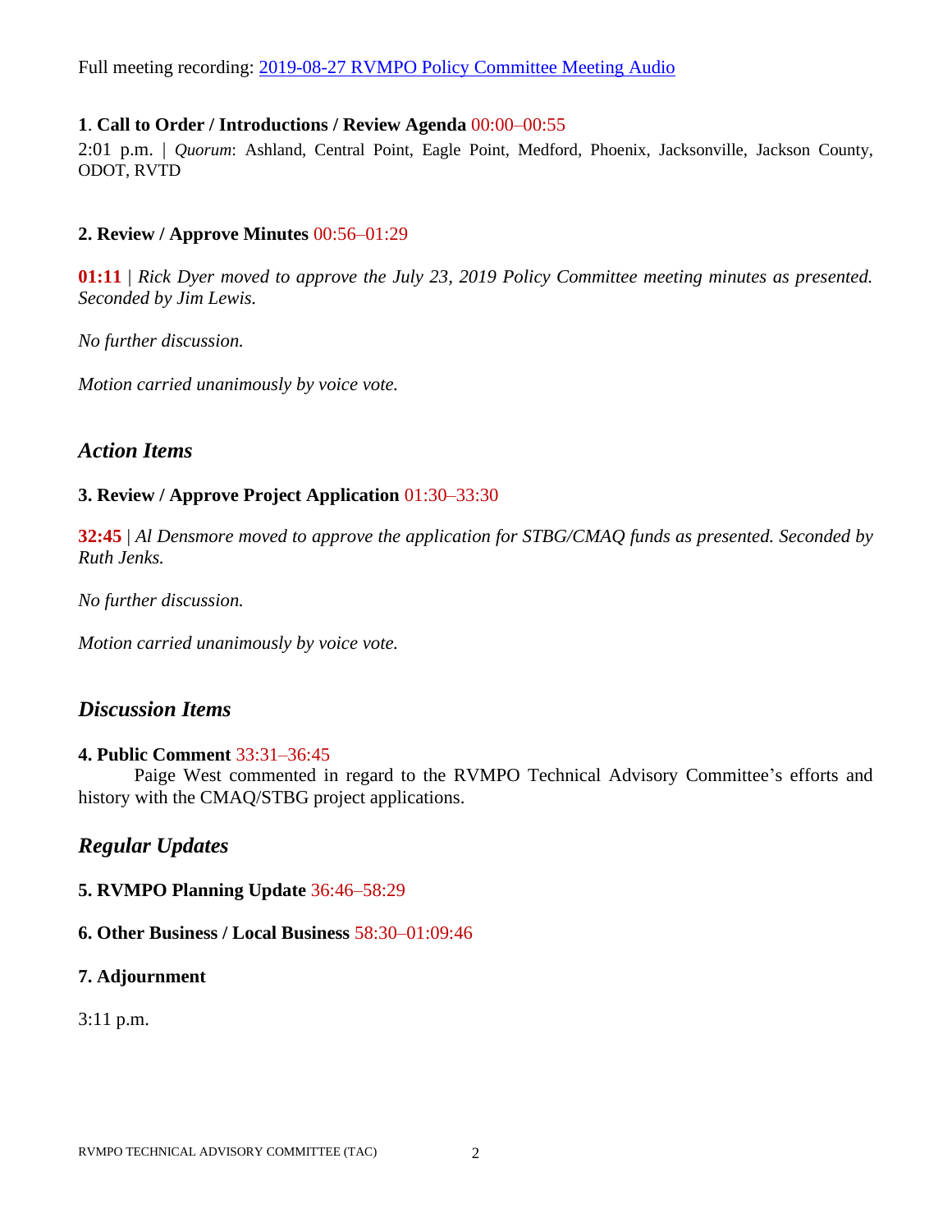Full meeting recording: [2019-08-27 RVMPO Policy Committee Meeting Audio]

**1**. **Call to Order / Introductions / Review Agenda** 00:00–00:55

2:01 p.m. | *Quorum*: Ashland, Central Point, Eagle Point, Medford, Phoenix, Jacksonville, Jackson County, ODOT, RVTD

**2. Review / Approve Minutes** 00:56–01:29

**01:11** | *Rick Dyer moved to approve the July 23, 2019 Policy Committee meeting minutes as presented. Seconded by Jim Lewis.*

*No further discussion.*

*Motion carried unanimously by voice vote.*

## *Action Items*

**3. Review / Approve Project Application** 01:30–33:30

**32:45** | *Al Densmore moved to approve the application for STBG/CMAQ funds as presented. Seconded by Ruth Jenks.*

*No further discussion.*

*Motion carried unanimously by voice vote.*

## *Discussion Items*

**4. Public Comment** 33:31–36:45

Paige West commented in regard to the RVMPO Technical Advisory Committee's efforts and history with the CMAQ/STBG project applications.

## *Regular Updates*

**5. RVMPO Planning Update** 36:46–58:29

**6. Other Business / Local Business** 58:30–01:09:46

**7. Adjournment**

3:11 p.m.